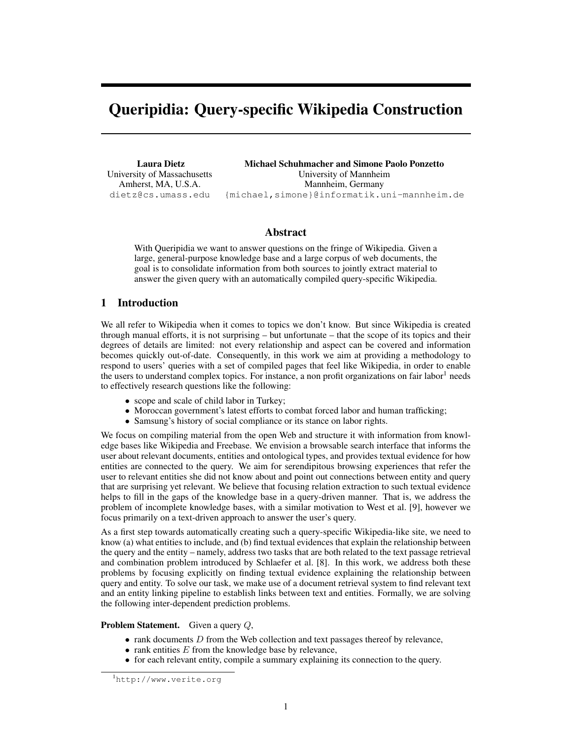# Queripidia: Query-specific Wikipedia Construction

**Laura Dietz**
University of Massachusetts
Amherst, MA, U.S.A.
dietz@cs.umass.edu

**Michael Schuhmacher and Simone Paolo Ponzetto**
University of Mannheim
Mannheim, Germany
{michael,simone}@informatik.uni-mannheim.de

## Abstract

With Queripidia we want to answer questions on the fringe of Wikipedia. Given a large, general-purpose knowledge base and a large corpus of web documents, the goal is to consolidate information from both sources to jointly extract material to answer the given query with an automatically compiled query-specific Wikipedia.

## 1 Introduction

We all refer to Wikipedia when it comes to topics we don't know. But since Wikipedia is created through manual efforts, it is not surprising – but unfortunate – that the scope of its topics and their degrees of details are limited: not every relationship and aspect can be covered and information becomes quickly out-of-date. Consequently, in this work we aim at providing a methodology to respond to users' queries with a set of compiled pages that feel like Wikipedia, in order to enable the users to understand complex topics. For instance, a non profit organizations on fair labor[1] needs to effectively research questions like the following:

- scope and scale of child labor in Turkey;
- Moroccan government's latest efforts to combat forced labor and human trafficking;
- Samsung's history of social compliance or its stance on labor rights.

We focus on compiling material from the open Web and structure it with information from knowledge bases like Wikipedia and Freebase. We envision a browsable search interface that informs the user about relevant documents, entities and ontological types, and provides textual evidence for how entities are connected to the query. We aim for serendipitous browsing experiences that refer the user to relevant entities she did not know about and point out connections between entity and query that are surprising yet relevant. We believe that focusing relation extraction to such textual evidence helps to fill in the gaps of the knowledge base in a query-driven manner. That is, we address the problem of incomplete knowledge bases, with a similar motivation to West et al. [9], however we focus primarily on a text-driven approach to answer the user's query.

As a first step towards automatically creating such a query-specific Wikipedia-like site, we need to know (a) what entities to include, and (b) find textual evidences that explain the relationship between the query and the entity – namely, address two tasks that are both related to the text passage retrieval and combination problem introduced by Schlaefer et al. [8]. In this work, we address both these problems by focusing explicitly on finding textual evidence explaining the relationship between query and entity. To solve our task, we make use of a document retrieval system to find relevant text and an entity linking pipeline to establish links between text and entities. Formally, we are solving the following inter-dependent prediction problems.

**Problem Statement.** Given a query $Q$,

- rank documents $D$ from the Web collection and text passages thereof by relevance,
- rank entities $E$ from the knowledge base by relevance,
- for each relevant entity, compile a summary explaining its connection to the query.

[1] http://www.verite.org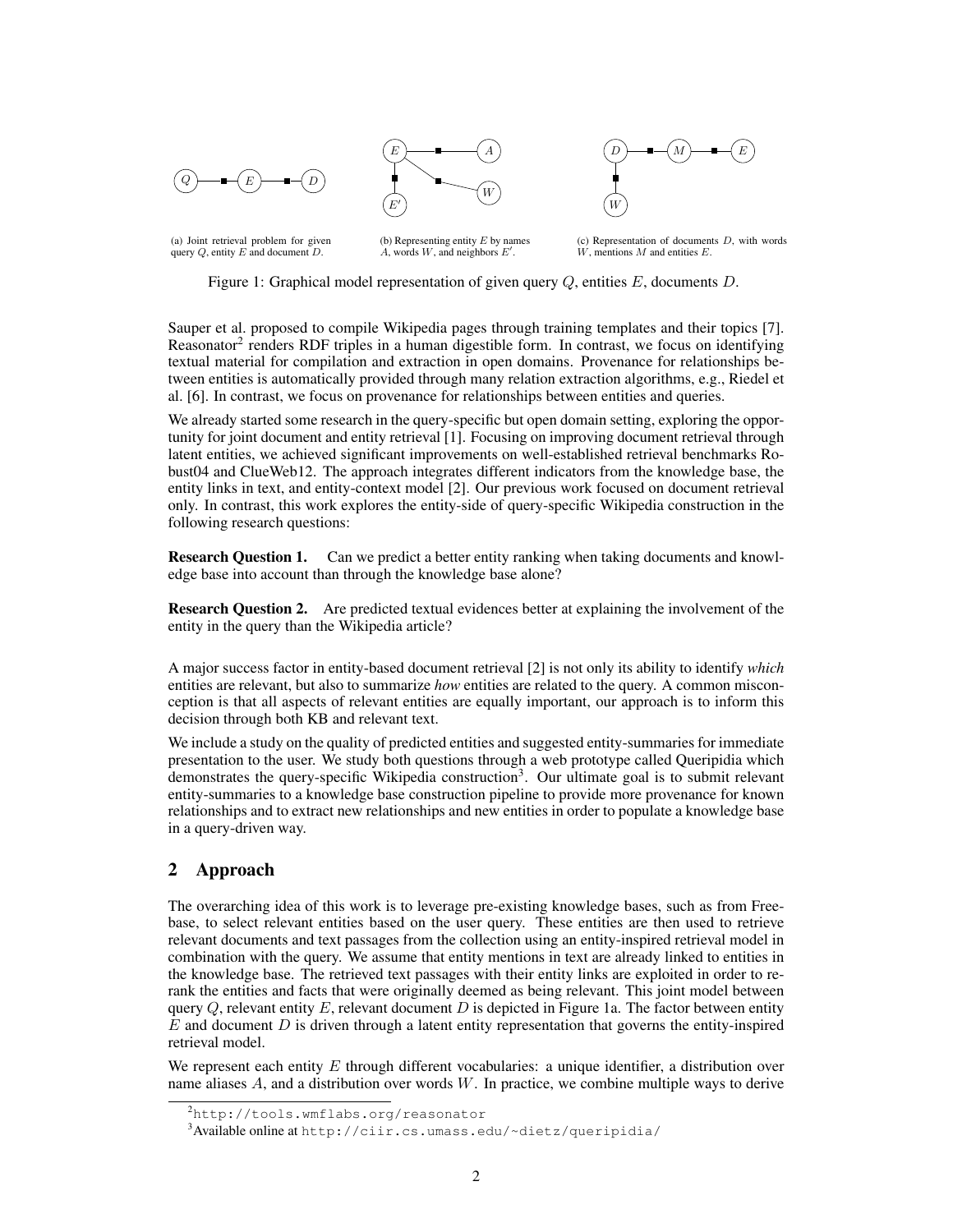(a) Joint retrieval problem for given query $Q$, entity $E$ and document $D$.

(b) Representing entity $E$ by names $A$, words $W$, and neighbors $E'$.

(c) Representation of documents $D$, with words $W$, mentions $M$ and entities $E$.

Figure 1: Graphical model representation of given query $Q$, entities $E$, documents $D$.

Sauper et al. proposed to compile Wikipedia pages through training templates and their topics [7]. Reasonator[2] renders RDF triples in a human digestible form. In contrast, we focus on identifying textual material for compilation and extraction in open domains. Provenance for relationships between entities is automatically provided through many relation extraction algorithms, e.g., Riedel et al. [6]. In contrast, we focus on provenance for relationships between entities and queries.

We already started some research in the query-specific but open domain setting, exploring the opportunity for joint document and entity retrieval [1]. Focusing on improving document retrieval through latent entities, we achieved significant improvements on well-established retrieval benchmarks Robust04 and ClueWeb12. The approach integrates different indicators from the knowledge base, the entity links in text, and entity-context model [2]. Our previous work focused on document retrieval only. In contrast, this work explores the entity-side of query-specific Wikipedia construction in the following research questions:

**Research Question 1.** Can we predict a better entity ranking when taking documents and knowledge base into account than through the knowledge base alone?

**Research Question 2.** Are predicted textual evidences better at explaining the involvement of the entity in the query than the Wikipedia article?

A major success factor in entity-based document retrieval [2] is not only its ability to identify *which* entities are relevant, but also to summarize *how* entities are related to the query. A common misconception is that all aspects of relevant entities are equally important, our approach is to inform this decision through both KB and relevant text.

We include a study on the quality of predicted entities and suggested entity-summaries for immediate presentation to the user. We study both questions through a web prototype called Queripidia which demonstrates the query-specific Wikipedia construction[3]. Our ultimate goal is to submit relevant entity-summaries to a knowledge base construction pipeline to provide more provenance for known relationships and to extract new relationships and new entities in order to populate a knowledge base in a query-driven way.

## 2 Approach

The overarching idea of this work is to leverage pre-existing knowledge bases, such as from Freebase, to select relevant entities based on the user query. These entities are then used to retrieve relevant documents and text passages from the collection using an entity-inspired retrieval model in combination with the query. We assume that entity mentions in text are already linked to entities in the knowledge base. The retrieved text passages with their entity links are exploited in order to rerank the entities and facts that were originally deemed as being relevant. This joint model between query $Q$, relevant entity $E$, relevant document $D$ is depicted in Figure 1a. The factor between entity $E$ and document $D$ is driven through a latent entity representation that governs the entity-inspired retrieval model.

We represent each entity $E$ through different vocabularies: a unique identifier, a distribution over name aliases $A$, and a distribution over words $W$. In practice, we combine multiple ways to derive

[2] http://tools.wmflabs.org/reasonator

[3] Available online at http://ciir.cs.umass.edu/~dietz/queripidia/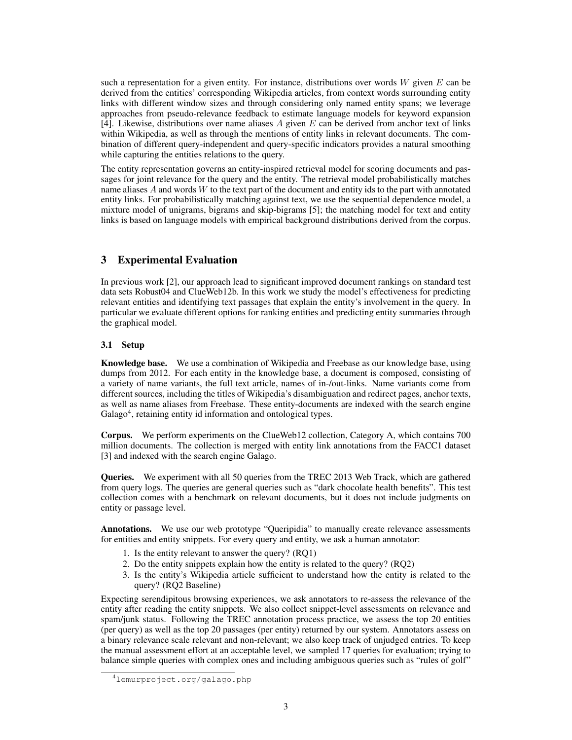such a representation for a given entity. For instance, distributions over words $W$ given $E$ can be derived from the entities' corresponding Wikipedia articles, from context words surrounding entity links with different window sizes and through considering only named entity spans; we leverage approaches from pseudo-relevance feedback to estimate language models for keyword expansion [4]. Likewise, distributions over name aliases $A$ given $E$ can be derived from anchor text of links within Wikipedia, as well as through the mentions of entity links in relevant documents. The combination of different query-independent and query-specific indicators provides a natural smoothing while capturing the entities relations to the query.

The entity representation governs an entity-inspired retrieval model for scoring documents and passages for joint relevance for the query and the entity. The retrieval model probabilistically matches name aliases $A$ and words $W$ to the text part of the document and entity ids to the part with annotated entity links. For probabilistically matching against text, we use the sequential dependence model, a mixture model of unigrams, bigrams and skip-bigrams [5]; the matching model for text and entity links is based on language models with empirical background distributions derived from the corpus.

## 3 Experimental Evaluation

In previous work [2], our approach lead to significant improved document rankings on standard test data sets Robust04 and ClueWeb12b. In this work we study the model's effectiveness for predicting relevant entities and identifying text passages that explain the entity's involvement in the query. In particular we evaluate different options for ranking entities and predicting entity summaries through the graphical model.

### 3.1 Setup

**Knowledge base.** We use a combination of Wikipedia and Freebase as our knowledge base, using dumps from 2012. For each entity in the knowledge base, a document is composed, consisting of a variety of name variants, the full text article, names of in-/out-links. Name variants come from different sources, including the titles of Wikipedia's disambiguation and redirect pages, anchor texts, as well as name aliases from Freebase. These entity-documents are indexed with the search engine Galago[4], retaining entity id information and ontological types.

**Corpus.** We perform experiments on the ClueWeb12 collection, Category A, which contains 700 million documents. The collection is merged with entity link annotations from the FACC1 dataset [3] and indexed with the search engine Galago.

**Queries.** We experiment with all 50 queries from the TREC 2013 Web Track, which are gathered from query logs. The queries are general queries such as "dark chocolate health benefits". This test collection comes with a benchmark on relevant documents, but it does not include judgments on entity or passage level.

**Annotations.** We use our web prototype "Queripidia" to manually create relevance assessments for entities and entity snippets. For every query and entity, we ask a human annotator:

1. Is the entity relevant to answer the query? (RQ1)
2. Do the entity snippets explain how the entity is related to the query? (RQ2)
3. Is the entity's Wikipedia article sufficient to understand how the entity is related to the query? (RQ2 Baseline)

Expecting serendipitous browsing experiences, we ask annotators to re-assess the relevance of the entity after reading the entity snippets. We also collect snippet-level assessments on relevance and spam/junk status. Following the TREC annotation process practice, we assess the top 20 entities (per query) as well as the top 20 passages (per entity) returned by our system. Annotators assess on a binary relevance scale relevant and non-relevant; we also keep track of unjudged entries. To keep the manual assessment effort at an acceptable level, we sampled 17 queries for evaluation; trying to balance simple queries with complex ones and including ambiguous queries such as "rules of golf"

[4] lemurproject.org/galago.php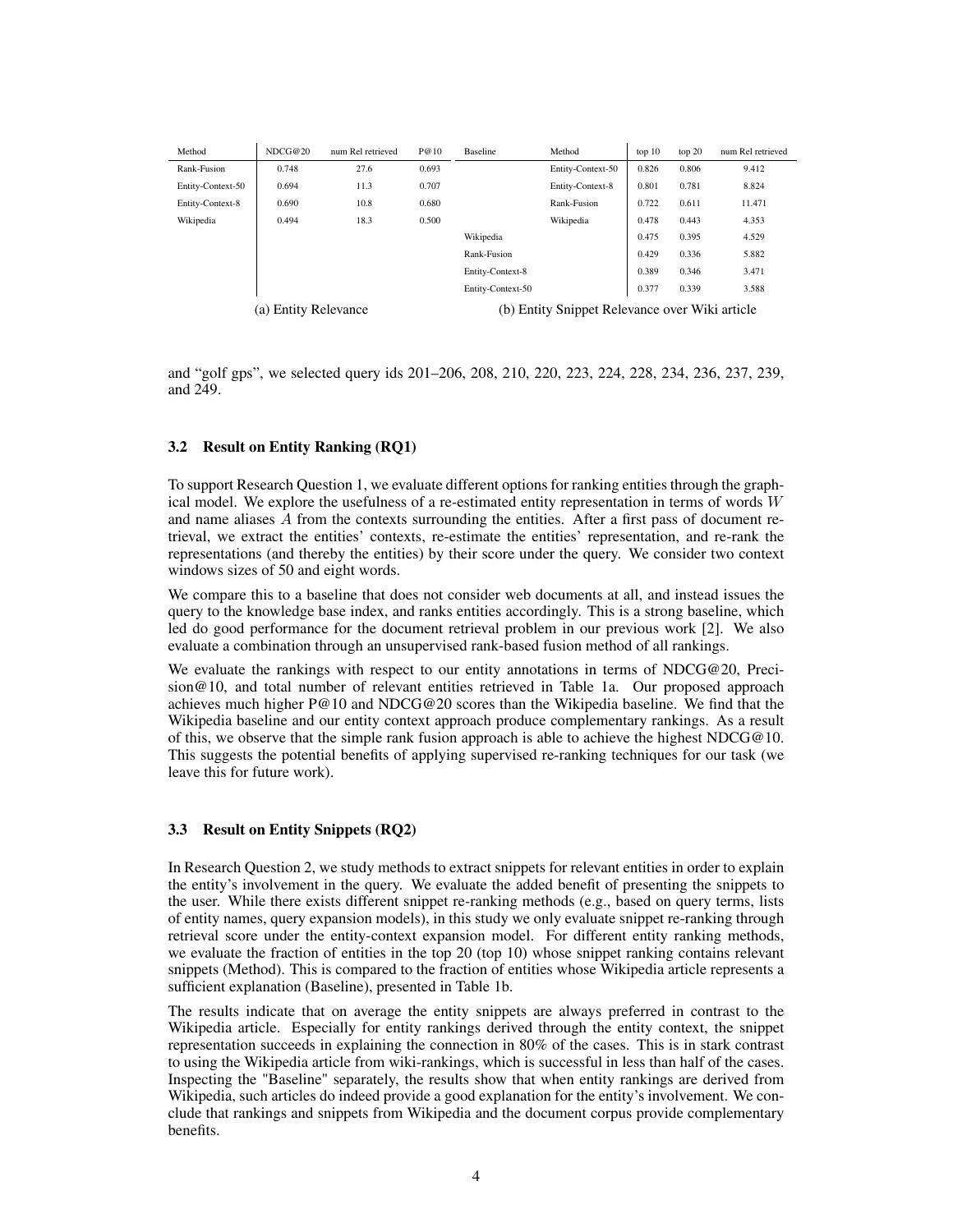| Method | NDCG@20 | num Rel retrieved | P@10 |
|---|---|---|---|
| Rank-Fusion | 0.748 | 27.6 | 0.693 |
| Entity-Context-50 | 0.694 | 11.3 | 0.707 |
| Entity-Context-8 | 0.690 | 10.8 | 0.680 |
| Wikipedia | 0.494 | 18.3 | 0.500 |

(a) Entity Relevance

| Baseline | Method | top 10 | top 20 | num Rel retrieved |
|---|---|---|---|---|
| | Entity-Context-50 | 0.826 | 0.806 | 9.412 |
| | Entity-Context-8 | 0.801 | 0.781 | 8.824 |
| | Rank-Fusion | 0.722 | 0.611 | 11.471 |
| | Wikipedia | 0.478 | 0.443 | 4.353 |
| Wikipedia | | 0.475 | 0.395 | 4.529 |
| Rank-Fusion | | 0.429 | 0.336 | 5.882 |
| Entity-Context-8 | | 0.389 | 0.346 | 3.471 |
| Entity-Context-50 | | 0.377 | 0.339 | 3.588 |

(b) Entity Snippet Relevance over Wiki article

and "golf gps", we selected query ids 201–206, 208, 210, 220, 223, 224, 228, 234, 236, 237, 239, and 249.

### 3.2 Result on Entity Ranking (RQ1)

To support Research Question 1, we evaluate different options for ranking entities through the graphical model. We explore the usefulness of a re-estimated entity representation in terms of words $W$ and name aliases $A$ from the contexts surrounding the entities. After a first pass of document retrieval, we extract the entities' contexts, re-estimate the entities' representation, and re-rank the representations (and thereby the entities) by their score under the query. We consider two context windows sizes of 50 and eight words.

We compare this to a baseline that does not consider web documents at all, and instead issues the query to the knowledge base index, and ranks entities accordingly. This is a strong baseline, which led do good performance for the document retrieval problem in our previous work [2]. We also evaluate a combination through an unsupervised rank-based fusion method of all rankings.

We evaluate the rankings with respect to our entity annotations in terms of NDCG@20, Precision@10, and total number of relevant entities retrieved in Table 1a. Our proposed approach achieves much higher P@10 and NDCG@20 scores than the Wikipedia baseline. We find that the Wikipedia baseline and our entity context approach produce complementary rankings. As a result of this, we observe that the simple rank fusion approach is able to achieve the highest NDCG@10. This suggests the potential benefits of applying supervised re-ranking techniques for our task (we leave this for future work).

### 3.3 Result on Entity Snippets (RQ2)

In Research Question 2, we study methods to extract snippets for relevant entities in order to explain the entity's involvement in the query. We evaluate the added benefit of presenting the snippets to the user. While there exists different snippet re-ranking methods (e.g., based on query terms, lists of entity names, query expansion models), in this study we only evaluate snippet re-ranking through retrieval score under the entity-context expansion model. For different entity ranking methods, we evaluate the fraction of entities in the top 20 (top 10) whose snippet ranking contains relevant snippets (Method). This is compared to the fraction of entities whose Wikipedia article represents a sufficient explanation (Baseline), presented in Table 1b.

The results indicate that on average the entity snippets are always preferred in contrast to the Wikipedia article. Especially for entity rankings derived through the entity context, the snippet representation succeeds in explaining the connection in 80% of the cases. This is in stark contrast to using the Wikipedia article from wiki-rankings, which is successful in less than half of the cases. Inspecting the "Baseline" separately, the results show that when entity rankings are derived from Wikipedia, such articles do indeed provide a good explanation for the entity's involvement. We conclude that rankings and snippets from Wikipedia and the document corpus provide complementary benefits.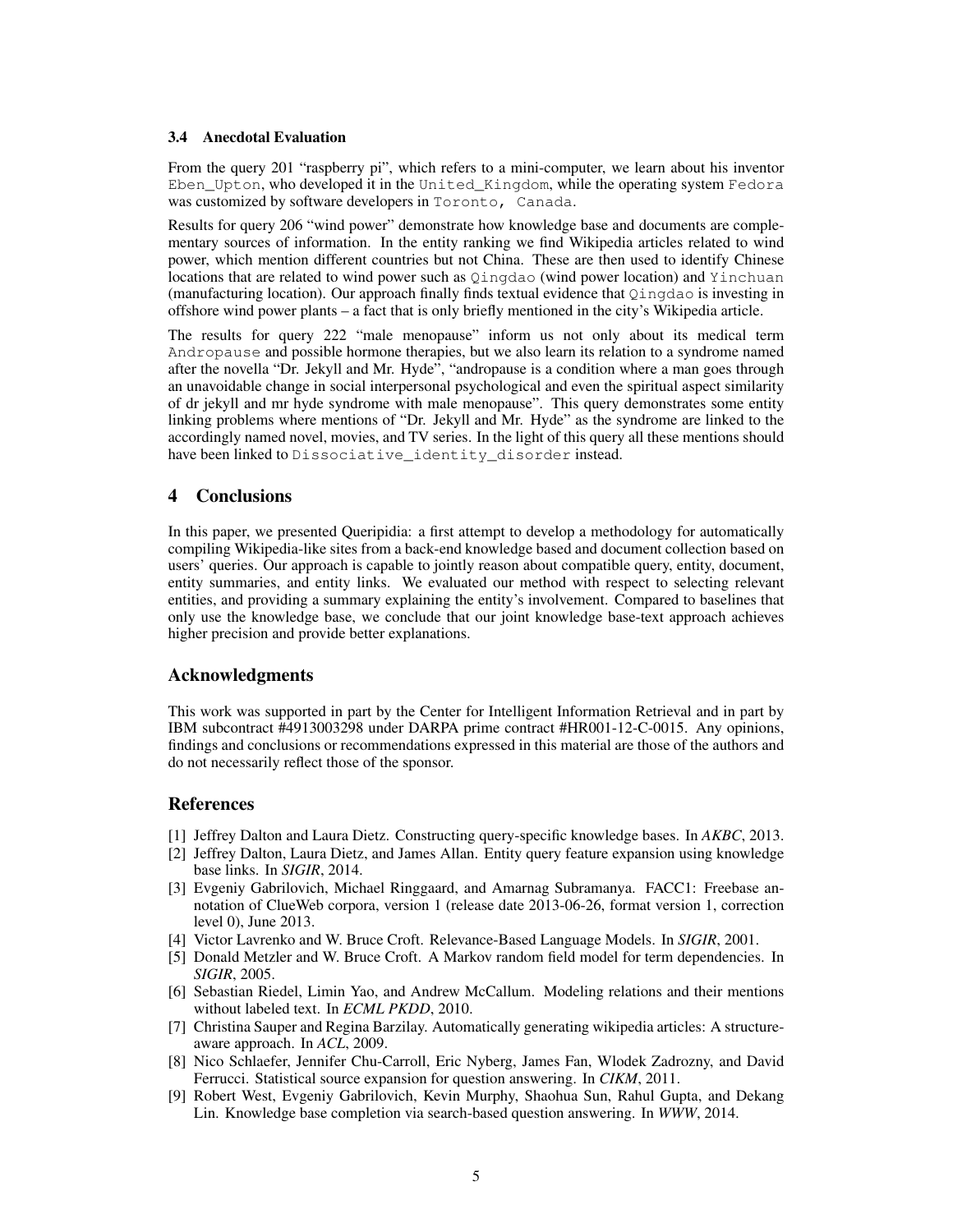### 3.4 Anecdotal Evaluation

From the query 201 "raspberry pi", which refers to a mini-computer, we learn about his inventor `Eben_Upton`, who developed it in the `United_Kingdom`, while the operating system `Fedora` was customized by software developers in `Toronto, Canada`.

Results for query 206 "wind power" demonstrate how knowledge base and documents are complementary sources of information. In the entity ranking we find Wikipedia articles related to wind power, which mention different countries but not China. These are then used to identify Chinese locations that are related to wind power such as `Qingdao` (wind power location) and `Yinchuan` (manufacturing location). Our approach finally finds textual evidence that `Qingdao` is investing in offshore wind power plants – a fact that is only briefly mentioned in the city's Wikipedia article.

The results for query 222 "male menopause" inform us not only about its medical term `Andropause` and possible hormone therapies, but we also learn its relation to a syndrome named after the novella "Dr. Jekyll and Mr. Hyde", "andropause is a condition where a man goes through an unavoidable change in social interpersonal psychological and even the spiritual aspect similarity of dr jekyll and mr hyde syndrome with male menopause". This query demonstrates some entity linking problems where mentions of "Dr. Jekyll and Mr. Hyde" as the syndrome are linked to the accordingly named novel, movies, and TV series. In the light of this query all these mentions should have been linked to `Dissociative_identity_disorder` instead.

## 4 Conclusions

In this paper, we presented Queripidia: a first attempt to develop a methodology for automatically compiling Wikipedia-like sites from a back-end knowledge based and document collection based on users' queries. Our approach is capable to jointly reason about compatible query, entity, document, entity summaries, and entity links. We evaluated our method with respect to selecting relevant entities, and providing a summary explaining the entity's involvement. Compared to baselines that only use the knowledge base, we conclude that our joint knowledge base-text approach achieves higher precision and provide better explanations.

## Acknowledgments

This work was supported in part by the Center for Intelligent Information Retrieval and in part by IBM subcontract #4913003298 under DARPA prime contract #HR001-12-C-0015. Any opinions, findings and conclusions or recommendations expressed in this material are those of the authors and do not necessarily reflect those of the sponsor.

## References

[1] Jeffrey Dalton and Laura Dietz. Constructing query-specific knowledge bases. In *AKBC*, 2013.

[2] Jeffrey Dalton, Laura Dietz, and James Allan. Entity query feature expansion using knowledge base links. In *SIGIR*, 2014.

[3] Evgeniy Gabrilovich, Michael Ringgaard, and Amarnag Subramanya. FACC1: Freebase annotation of ClueWeb corpora, version 1 (release date 2013-06-26, format version 1, correction level 0), June 2013.

[4] Victor Lavrenko and W. Bruce Croft. Relevance-Based Language Models. In *SIGIR*, 2001.

[5] Donald Metzler and W. Bruce Croft. A Markov random field model for term dependencies. In *SIGIR*, 2005.

[6] Sebastian Riedel, Limin Yao, and Andrew McCallum. Modeling relations and their mentions without labeled text. In *ECML PKDD*, 2010.

[7] Christina Sauper and Regina Barzilay. Automatically generating wikipedia articles: A structure-aware approach. In *ACL*, 2009.

[8] Nico Schlaefer, Jennifer Chu-Carroll, Eric Nyberg, James Fan, Wlodek Zadrozny, and David Ferrucci. Statistical source expansion for question answering. In *CIKM*, 2011.

[9] Robert West, Evgeniy Gabrilovich, Kevin Murphy, Shaohua Sun, Rahul Gupta, and Dekang Lin. Knowledge base completion via search-based question answering. In *WWW*, 2014.